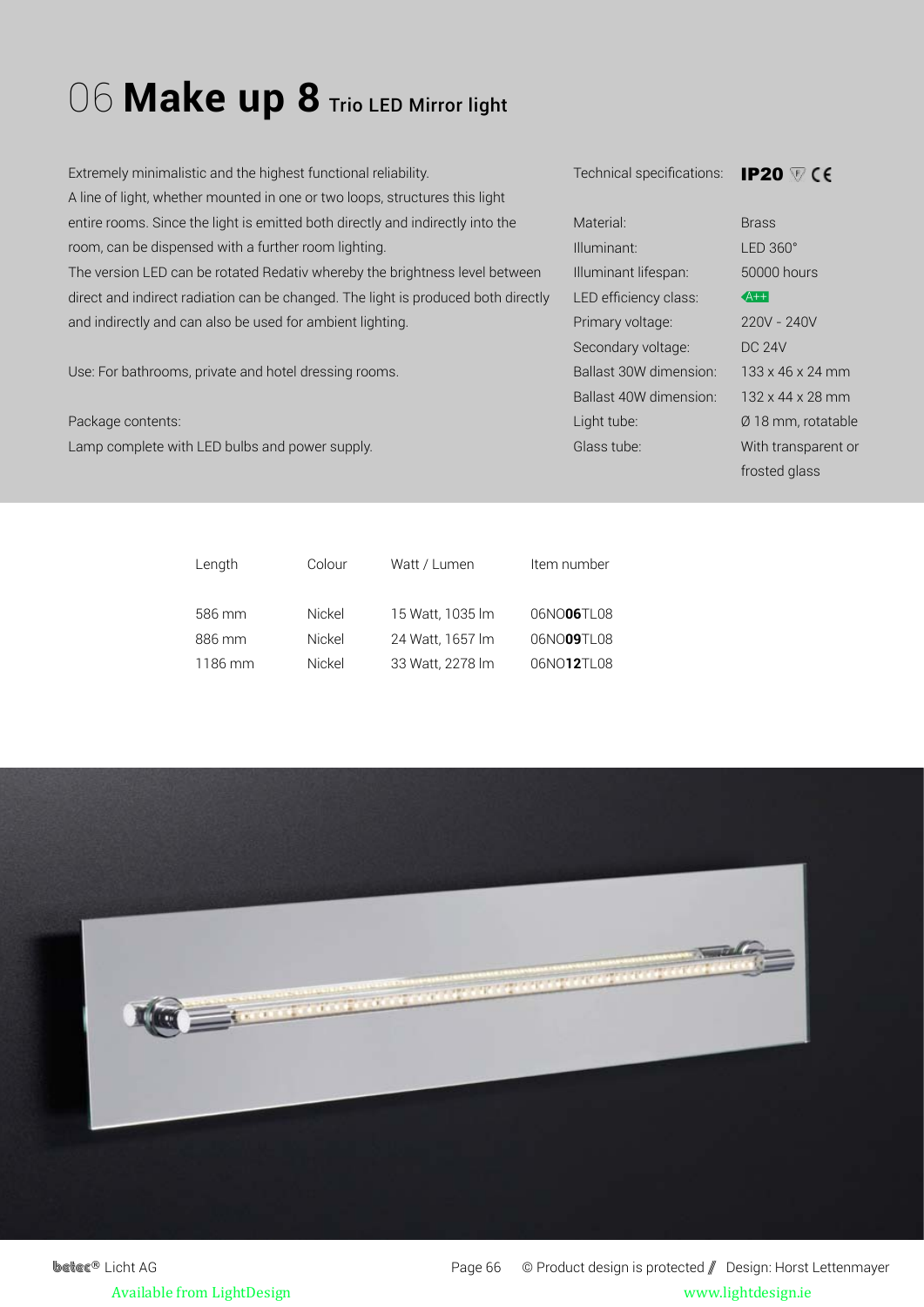# 06 **Make up 8** Trio LED Mirror light

Extremely minimalistic and the highest functional reliability.
A line of light, whether mounted in one or two loops, structures this light entire rooms. Since the light is emitted both directly and indirectly into the room, can be dispensed with a further room lighting.
The version LED can be rotated Redativ whereby the brightness level between direct and indirect radiation can be changed. The light is produced both directly and indirectly and can also be used for ambient lighting.

Use: For bathrooms, private and hotel dressing rooms.

Package contents:
Lamp complete with LED bulbs and power supply.

| Technical specifications: | **IP20** CE |
|---|---|
| Material: | Brass |
| Illuminant: | LED 360° |
| Illuminant lifespan: | 50000 hours |
| LED efficiency class: | A++ |
| Primary voltage: | 220V - 240V |
| Secondary voltage: | DC 24V |
| Ballast 30W dimension: | 133 x 46 x 24 mm |
| Ballast 40W dimension: | 132 x 44 x 28 mm |
| Light tube: | Ø 18 mm, rotatable |
| Glass tube: | With transparent or frosted glass |

| Length | Colour | Watt / Lumen | Item number |
|---|---|---|---|
| 586 mm | Nickel | 15 Watt, 1035 lm | 06NO**06**TL08 |
| 886 mm | Nickel | 24 Watt, 1657 lm | 06NO**09**TL08 |
| 1186 mm | Nickel | 33 Watt, 2278 lm | 06NO**12**TL08 |

belec® Licht AG    © Product design is protected // Design: Horst Lettenmayer

Available from LightDesign    www.lightdesign.ie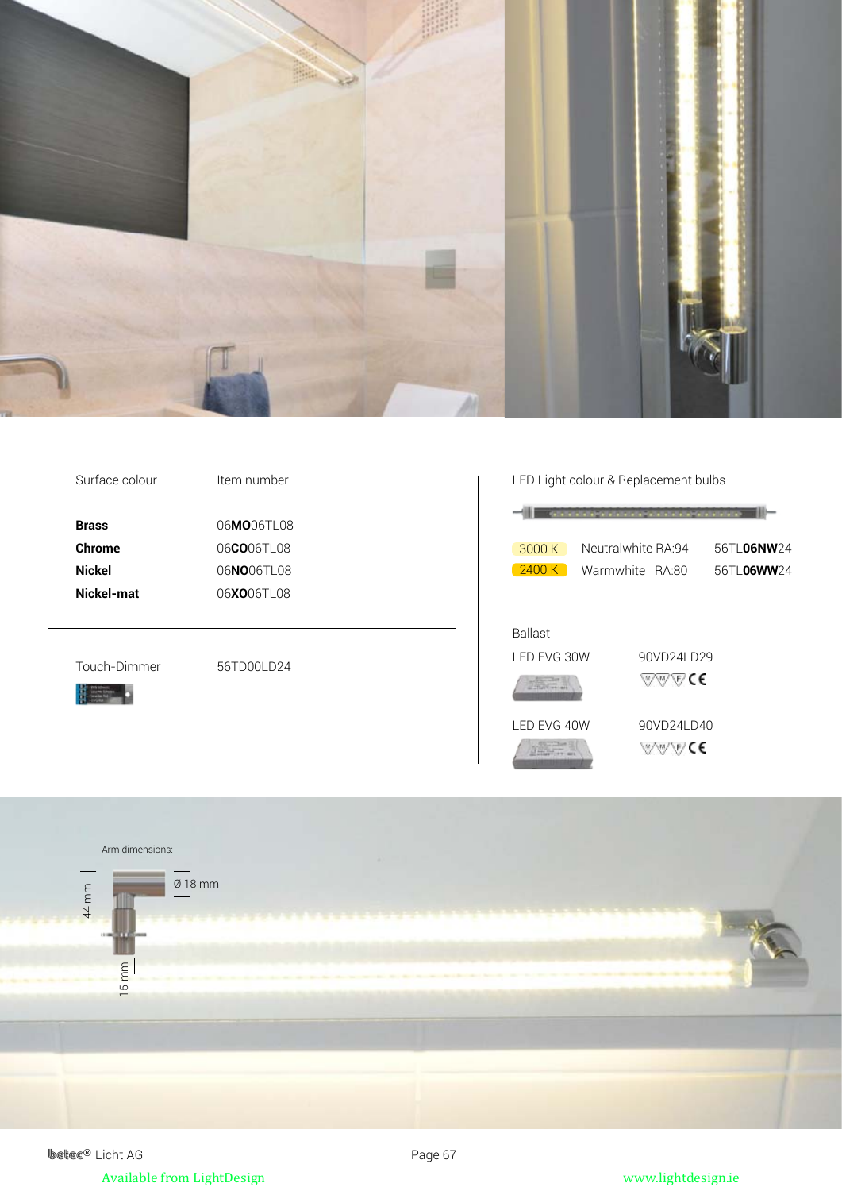| Surface colour | Item number |
|---|---|
| **Brass** | 06**MO**06TL08 |
| **Chrome** | 06**CO**06TL08 |
| **Nickel** | 06**NO**06TL08 |
| **Nickel-mat** | 06**XO**06TL08 |

Touch-Dimmer 56TD00LD24

LED Light colour & Replacement bulbs

| | | |
|---|---|---|
| 3000 K | Neutralwhite RA:94 | 56TL**06NW**24 |
| 2400 K | Warmwhite RA:80 | 56TL**06WW**24 |

Ballast

| | |
|---|---|
| LED EVG 30W | 90VD24LD29 |
| LED EVG 40W | 90VD24LD40 |

Arm dimensions:

44 mm

Ø 18 mm

15 mm

betec® Licht AG

Available from LightDesign

www.lightdesign.ie